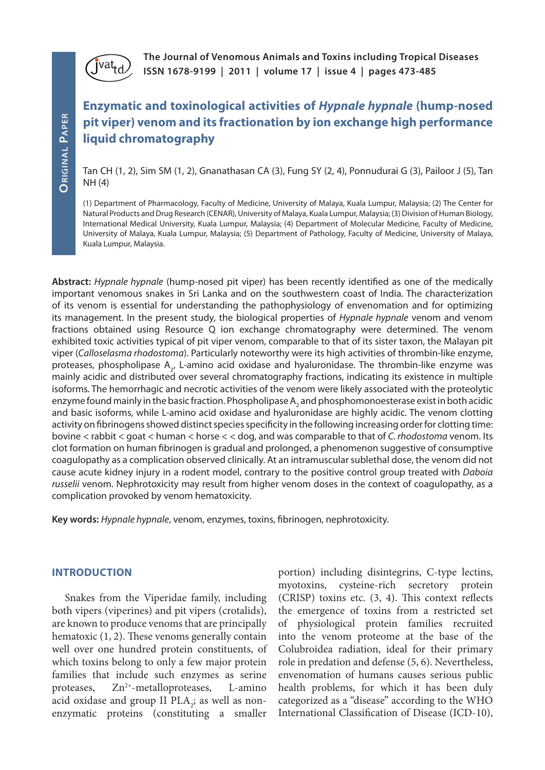Original Paper

The Journal of Venomous Animals and Toxins including Tropical Diseases
ISSN 1678-9199 | 2011 | volume 17 | issue 4 | pages 473-485

# Enzymatic and toxinological activities of *Hypnale hypnale* (hump-nosed pit viper) venom and its fractionation by ion exchange high performance liquid chromatography

Tan CH (1, 2), Sim SM (1, 2), Gnanathasan CA (3), Fung SY (2, 4), Ponnudurai G (3), Pailoor J (5), Tan NH (4)

(1) Department of Pharmacology, Faculty of Medicine, University of Malaya, Kuala Lumpur, Malaysia; (2) The Center for Natural Products and Drug Research (CENAR), University of Malaya, Kuala Lumpur, Malaysia; (3) Division of Human Biology, International Medical University, Kuala Lumpur, Malaysia; (4) Department of Molecular Medicine, Faculty of Medicine, University of Malaya, Kuala Lumpur, Malaysia; (5) Department of Pathology, Faculty of Medicine, University of Malaya, Kuala Lumpur, Malaysia.

**Abstract:** *Hypnale hypnale* (hump-nosed pit viper) has been recently identified as one of the medically important venomous snakes in Sri Lanka and on the southwestern coast of India. The characterization of its venom is essential for understanding the pathophysiology of envenomation and for optimizing its management. In the present study, the biological properties of *Hypnale hypnale* venom and venom fractions obtained using Resource Q ion exchange chromatography were determined. The venom exhibited toxic activities typical of pit viper venom, comparable to that of its sister taxon, the Malayan pit viper (*Calloselasma rhodostoma*). Particularly noteworthy were its high activities of thrombin-like enzyme, proteases, phospholipase $A_2$, L-amino acid oxidase and hyaluronidase. The thrombin-like enzyme was mainly acidic and distributed over several chromatography fractions, indicating its existence in multiple isoforms. The hemorrhagic and necrotic activities of the venom were likely associated with the proteolytic enzyme found mainly in the basic fraction. Phospholipase $A_2$ and phosphomonoesterase exist in both acidic and basic isoforms, while L-amino acid oxidase and hyaluronidase are highly acidic. The venom clotting activity on fibrinogens showed distinct species specificity in the following increasing order for clotting time: bovine < rabbit < goat < human < horse << dog, and was comparable to that of *C. rhodostoma* venom. Its clot formation on human fibrinogen is gradual and prolonged, a phenomenon suggestive of consumptive coagulopathy as a complication observed clinically. At an intramuscular sublethal dose, the venom did not cause acute kidney injury in a rodent model, contrary to the positive control group treated with *Daboia russelii* venom. Nephrotoxicity may result from higher venom doses in the context of coagulopathy, as a complication provoked by venom hematoxicity.

**Key words:** *Hypnale hypnale*, venom, enzymes, toxins, fibrinogen, nephrotoxicity.

## INTRODUCTION

Snakes from the Viperidae family, including both vipers (viperines) and pit vipers (crotalids), are known to produce venoms that are principally hematoxic (1, 2). These venoms generally contain well over one hundred protein constituents, of which toxins belong to only a few major protein families that include such enzymes as serine proteases, $Zn^{2+}$-metalloproteases, L-amino acid oxidase and group II $PLA_2$; as well as non-enzymatic proteins (constituting a smaller portion) including disintegrins, C-type lectins, myotoxins, cysteine-rich secretory protein (CRISP) toxins etc. (3, 4). This context reflects the emergence of toxins from a restricted set of physiological protein families recruited into the venom proteome at the base of the Colubroidea radiation, ideal for their primary role in predation and defense (5, 6). Nevertheless, envenomation of humans causes serious public health problems, for which it has been duly categorized as a "disease" according to the WHO International Classification of Disease (ICD-10),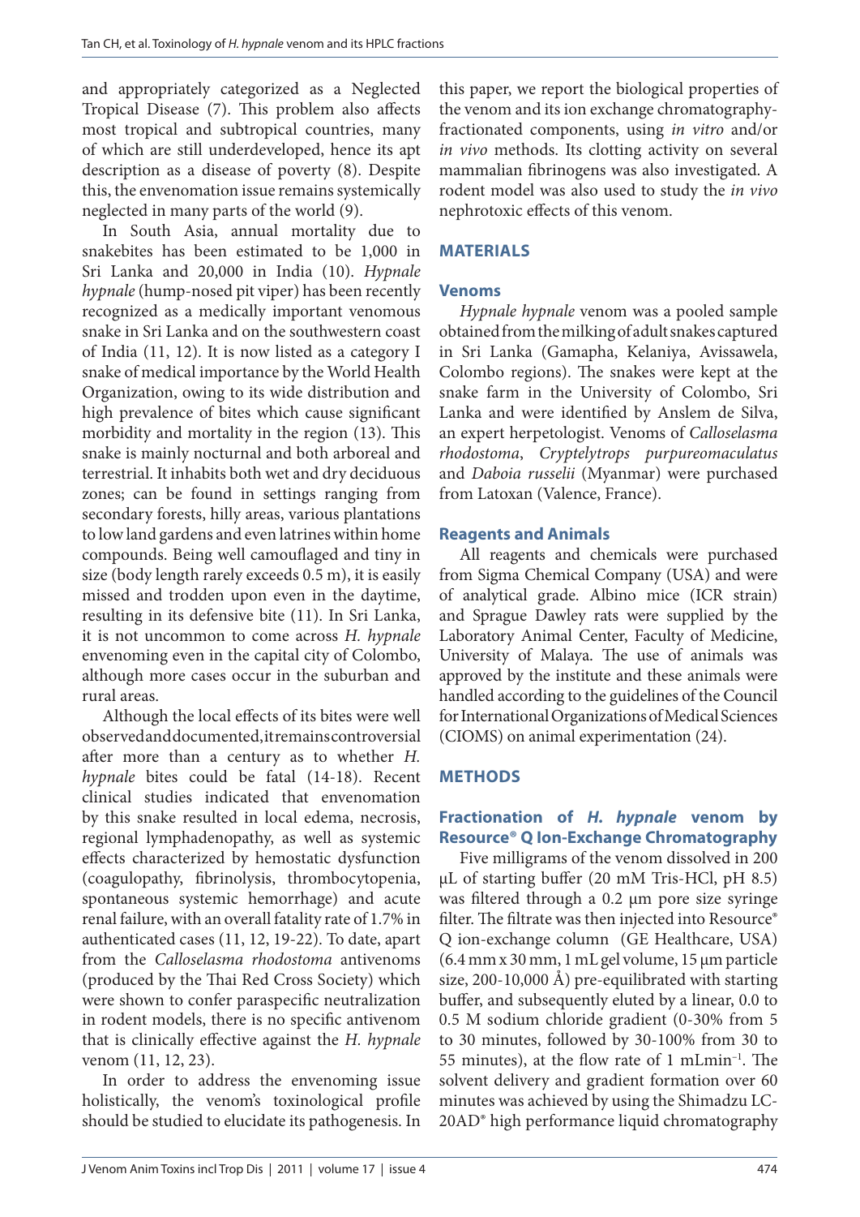and appropriately categorized as a Neglected Tropical Disease (7). This problem also affects most tropical and subtropical countries, many of which are still underdeveloped, hence its apt description as a disease of poverty (8). Despite this, the envenomation issue remains systemically neglected in many parts of the world (9).

In South Asia, annual mortality due to snakebites has been estimated to be 1,000 in Sri Lanka and 20,000 in India (10). *Hypnale hypnale* (hump-nosed pit viper) has been recently recognized as a medically important venomous snake in Sri Lanka and on the southwestern coast of India (11, 12). It is now listed as a category I snake of medical importance by the World Health Organization, owing to its wide distribution and high prevalence of bites which cause significant morbidity and mortality in the region (13). This snake is mainly nocturnal and both arboreal and terrestrial. It inhabits both wet and dry deciduous zones; can be found in settings ranging from secondary forests, hilly areas, various plantations to low land gardens and even latrines within home compounds. Being well camouflaged and tiny in size (body length rarely exceeds 0.5 m), it is easily missed and trodden upon even in the daytime, resulting in its defensive bite (11). In Sri Lanka, it is not uncommon to come across *H. hypnale* envenoming even in the capital city of Colombo, although more cases occur in the suburban and rural areas.

Although the local effects of its bites were well observed and documented, it remains controversial after more than a century as to whether *H. hypnale* bites could be fatal (14-18). Recent clinical studies indicated that envenomation by this snake resulted in local edema, necrosis, regional lymphadenopathy, as well as systemic effects characterized by hemostatic dysfunction (coagulopathy, fibrinolysis, thrombocytopenia, spontaneous systemic hemorrhage) and acute renal failure, with an overall fatality rate of 1.7% in authenticated cases (11, 12, 19-22). To date, apart from the *Calloselasma rhodostoma* antivenoms (produced by the Thai Red Cross Society) which were shown to confer paraspecific neutralization in rodent models, there is no specific antivenom that is clinically effective against the *H. hypnale* venom (11, 12, 23).

In order to address the envenoming issue holistically, the venom's toxinological profile should be studied to elucidate its pathogenesis. In this paper, we report the biological properties of the venom and its ion exchange chromatography-fractionated components, using *in vitro* and/or *in vivo* methods. Its clotting activity on several mammalian fibrinogens was also investigated. A rodent model was also used to study the *in vivo* nephrotoxic effects of this venom.

## MATERIALS

### Venoms

*Hypnale hypnale* venom was a pooled sample obtained from the milking of adult snakes captured in Sri Lanka (Gamapha, Kelaniya, Avissawela, Colombo regions). The snakes were kept at the snake farm in the University of Colombo, Sri Lanka and were identified by Anslem de Silva, an expert herpetologist. Venoms of *Calloselasma rhodostoma*, *Cryptelytrops purpureomaculatus* and *Daboia russelii* (Myanmar) were purchased from Latoxan (Valence, France).

### Reagents and Animals

All reagents and chemicals were purchased from Sigma Chemical Company (USA) and were of analytical grade. Albino mice (ICR strain) and Sprague Dawley rats were supplied by the Laboratory Animal Center, Faculty of Medicine, University of Malaya. The use of animals was approved by the institute and these animals were handled according to the guidelines of the Council for International Organizations of Medical Sciences (CIOMS) on animal experimentation (24).

## METHODS

### Fractionation of *H. hypnale* venom by Resource® Q Ion-Exchange Chromatography

Five milligrams of the venom dissolved in 200 µL of starting buffer (20 mM Tris-HCl, pH 8.5) was filtered through a 0.2 µm pore size syringe filter. The filtrate was then injected into Resource® Q ion-exchange column (GE Healthcare, USA) (6.4 mm x 30 mm, 1 mL gel volume, 15 µm particle size, 200-10,000 Å) pre-equilibrated with starting buffer, and subsequently eluted by a linear, 0.0 to 0.5 M sodium chloride gradient (0-30% from 5 to 30 minutes, followed by 30-100% from 30 to 55 minutes), at the flow rate of 1 $mLmin^{-1}$. The solvent delivery and gradient formation over 60 minutes was achieved by using the Shimadzu LC-20AD® high performance liquid chromatography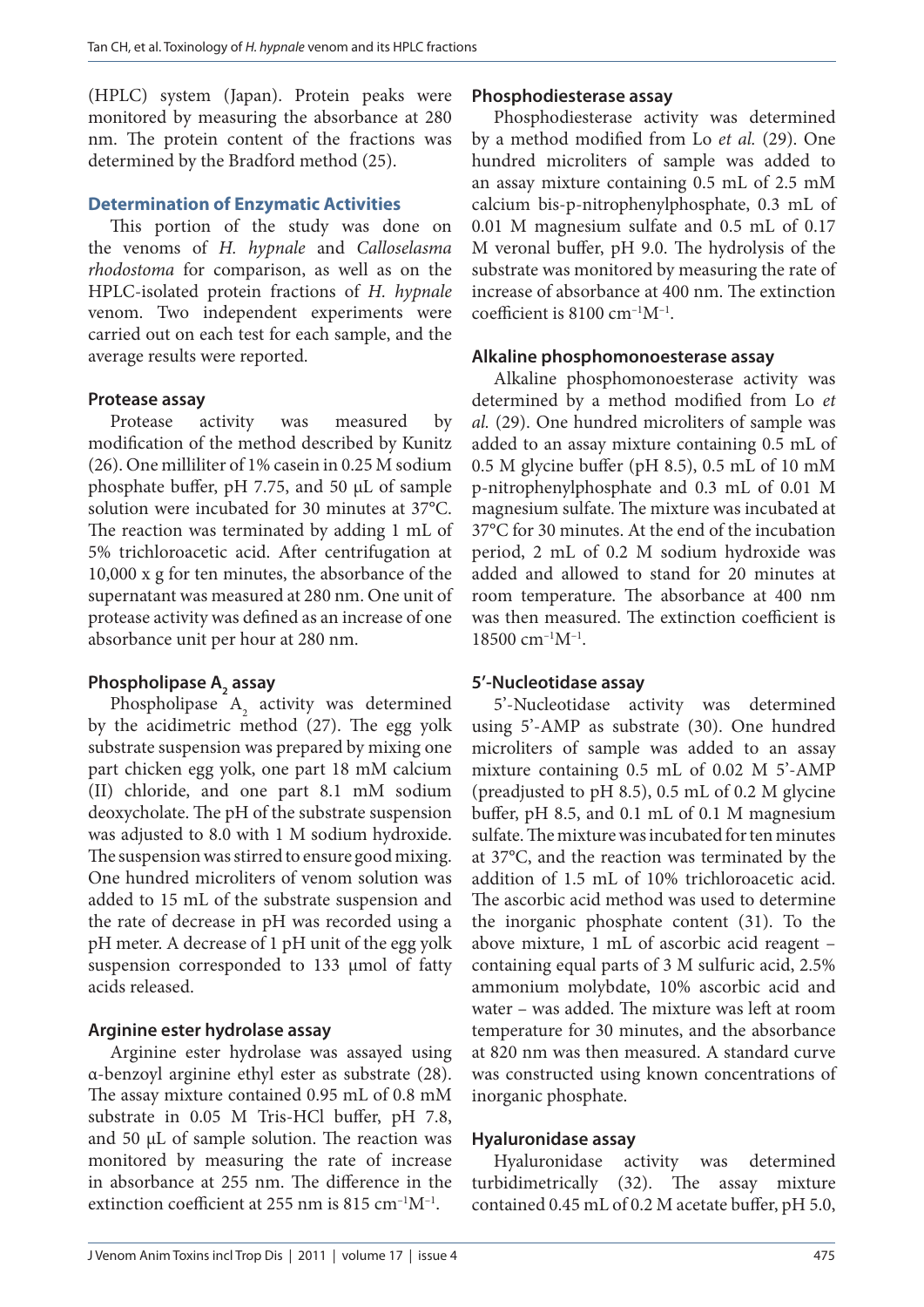(HPLC) system (Japan). Protein peaks were monitored by measuring the absorbance at 280 nm. The protein content of the fractions was determined by the Bradford method (25).

## Determination of Enzymatic Activities

This portion of the study was done on the venoms of *H. hypnale* and *Calloselasma rhodostoma* for comparison, as well as on the HPLC-isolated protein fractions of *H. hypnale* venom. Two independent experiments were carried out on each test for each sample, and the average results were reported.

### Protease assay

Protease activity was measured by modification of the method described by Kunitz (26). One milliliter of 1% casein in 0.25 M sodium phosphate buffer, pH 7.75, and 50 μL of sample solution were incubated for 30 minutes at 37°C. The reaction was terminated by adding 1 mL of 5% trichloroacetic acid. After centrifugation at 10,000 x g for ten minutes, the absorbance of the supernatant was measured at 280 nm. One unit of protease activity was defined as an increase of one absorbance unit per hour at 280 nm.

### Phospholipase $A_2$ assay

Phospholipase $A_2$ activity was determined by the acidimetric method (27). The egg yolk substrate suspension was prepared by mixing one part chicken egg yolk, one part 18 mM calcium (II) chloride, and one part 8.1 mM sodium deoxycholate. The pH of the substrate suspension was adjusted to 8.0 with 1 M sodium hydroxide. The suspension was stirred to ensure good mixing. One hundred microliters of venom solution was added to 15 mL of the substrate suspension and the rate of decrease in pH was recorded using a pH meter. A decrease of 1 pH unit of the egg yolk suspension corresponded to 133 μmol of fatty acids released.

### Arginine ester hydrolase assay

Arginine ester hydrolase was assayed using α-benzoyl arginine ethyl ester as substrate (28). The assay mixture contained 0.95 mL of 0.8 mM substrate in 0.05 M Tris-HCl buffer, pH 7.8, and 50 μL of sample solution. The reaction was monitored by measuring the rate of increase in absorbance at 255 nm. The difference in the extinction coefficient at 255 nm is 815 $cm^{-1}M^{-1}$.

### Phosphodiesterase assay

Phosphodiesterase activity was determined by a method modified from Lo *et al.* (29). One hundred microliters of sample was added to an assay mixture containing 0.5 mL of 2.5 mM calcium bis-p-nitrophenylphosphate, 0.3 mL of 0.01 M magnesium sulfate and 0.5 mL of 0.17 M veronal buffer, pH 9.0. The hydrolysis of the substrate was monitored by measuring the rate of increase of absorbance at 400 nm. The extinction coefficient is 8100 $cm^{-1}M^{-1}$.

### Alkaline phosphomonoesterase assay

Alkaline phosphomonoesterase activity was determined by a method modified from Lo *et al.* (29). One hundred microliters of sample was added to an assay mixture containing 0.5 mL of 0.5 M glycine buffer (pH 8.5), 0.5 mL of 10 mM p-nitrophenylphosphate and 0.3 mL of 0.01 M magnesium sulfate. The mixture was incubated at 37°C for 30 minutes. At the end of the incubation period, 2 mL of 0.2 M sodium hydroxide was added and allowed to stand for 20 minutes at room temperature. The absorbance at 400 nm was then measured. The extinction coefficient is 18500 $cm^{-1}M^{-1}$.

### 5'-Nucleotidase assay

5'-Nucleotidase activity was determined using 5'-AMP as substrate (30). One hundred microliters of sample was added to an assay mixture containing 0.5 mL of 0.02 M 5'-AMP (preadjusted to pH 8.5), 0.5 mL of 0.2 M glycine buffer, pH 8.5, and 0.1 mL of 0.1 M magnesium sulfate. The mixture was incubated for ten minutes at 37°C, and the reaction was terminated by the addition of 1.5 mL of 10% trichloroacetic acid. The ascorbic acid method was used to determine the inorganic phosphate content (31). To the above mixture, 1 mL of ascorbic acid reagent – containing equal parts of 3 M sulfuric acid, 2.5% ammonium molybdate, 10% ascorbic acid and water – was added. The mixture was left at room temperature for 30 minutes, and the absorbance at 820 nm was then measured. A standard curve was constructed using known concentrations of inorganic phosphate.

### Hyaluronidase assay

Hyaluronidase activity was determined turbidimetrically (32). The assay mixture contained 0.45 mL of 0.2 M acetate buffer, pH 5.0,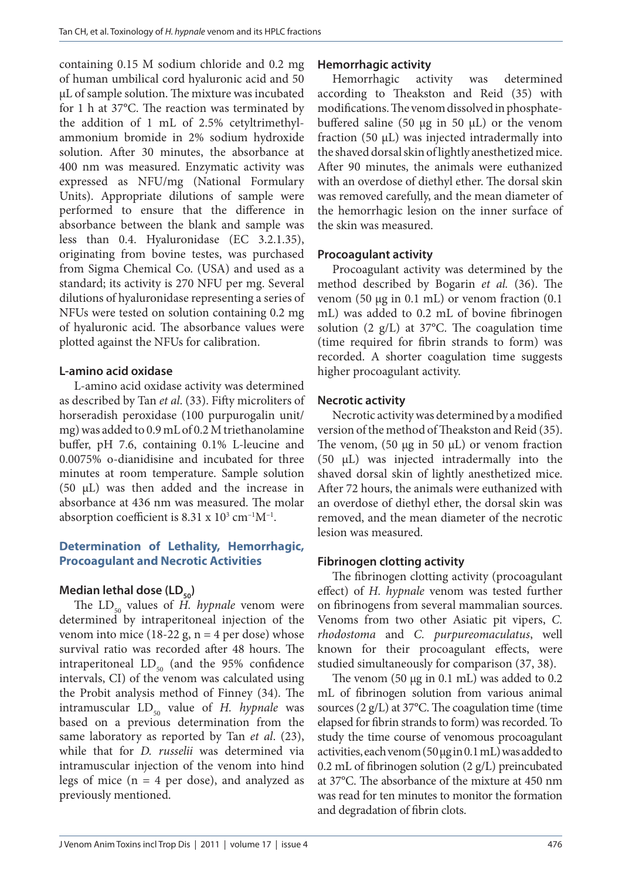containing 0.15 M sodium chloride and 0.2 mg of human umbilical cord hyaluronic acid and 50 μL of sample solution. The mixture was incubated for 1 h at 37°C. The reaction was terminated by the addition of 1 mL of 2.5% cetyltrimethylammonium bromide in 2% sodium hydroxide solution. After 30 minutes, the absorbance at 400 nm was measured. Enzymatic activity was expressed as NFU/mg (National Formulary Units). Appropriate dilutions of sample were performed to ensure that the difference in absorbance between the blank and sample was less than 0.4. Hyaluronidase (EC 3.2.1.35), originating from bovine testes, was purchased from Sigma Chemical Co. (USA) and used as a standard; its activity is 270 NFU per mg. Several dilutions of hyaluronidase representing a series of NFUs were tested on solution containing 0.2 mg of hyaluronic acid. The absorbance values were plotted against the NFUs for calibration.

#### L-amino acid oxidase

L-amino acid oxidase activity was determined as described by Tan *et al*. (33). Fifty microliters of horseradish peroxidase (100 purpurogalin unit/mg) was added to 0.9 mL of 0.2 M triethanolamine buffer, pH 7.6, containing 0.1% L-leucine and 0.0075% o-dianidisine and incubated for three minutes at room temperature. Sample solution (50 μL) was then added and the increase in absorbance at 436 nm was measured. The molar absorption coefficient is $8.31 \times 10^3$ $cm^{-1}M^{-1}$.

### Determination of Lethality, Hemorrhagic, Procoagulant and Necrotic Activities

#### Median lethal dose ($LD_{50}$)

The $LD_{50}$ values of *H. hypnale* venom were determined by intraperitoneal injection of the venom into mice (18-22 g, n = 4 per dose) whose survival ratio was recorded after 48 hours. The intraperitoneal $LD_{50}$ (and the 95% confidence intervals, CI) of the venom was calculated using the Probit analysis method of Finney (34). The intramuscular $LD_{50}$ value of *H. hypnale* was based on a previous determination from the same laboratory as reported by Tan *et al*. (23), while that for *D. russelii* was determined via intramuscular injection of the venom into hind legs of mice (n = 4 per dose), and analyzed as previously mentioned.

#### Hemorrhagic activity

Hemorrhagic activity was determined according to Theakston and Reid (35) with modifications. The venom dissolved in phosphate-buffered saline (50 μg in 50 μL) or the venom fraction (50 μL) was injected intradermally into the shaved dorsal skin of lightly anesthetized mice. After 90 minutes, the animals were euthanized with an overdose of diethyl ether. The dorsal skin was removed carefully, and the mean diameter of the hemorrhagic lesion on the inner surface of the skin was measured.

#### Procoagulant activity

Procoagulant activity was determined by the method described by Bogarin *et al.* (36). The venom (50 μg in 0.1 mL) or venom fraction (0.1 mL) was added to 0.2 mL of bovine fibrinogen solution (2 g/L) at 37°C. The coagulation time (time required for fibrin strands to form) was recorded. A shorter coagulation time suggests higher procoagulant activity.

#### Necrotic activity

Necrotic activity was determined by a modified version of the method of Theakston and Reid (35). The venom, (50 μg in 50 μL) or venom fraction (50 μL) was injected intradermally into the shaved dorsal skin of lightly anesthetized mice. After 72 hours, the animals were euthanized with an overdose of diethyl ether, the dorsal skin was removed, and the mean diameter of the necrotic lesion was measured.

#### Fibrinogen clotting activity

The fibrinogen clotting activity (procoagulant effect) of *H. hypnale* venom was tested further on fibrinogens from several mammalian sources. Venoms from two other Asiatic pit vipers, *C. rhodostoma* and *C. purpureomaculatus*, well known for their procoagulant effects, were studied simultaneously for comparison (37, 38).

The venom (50 μg in 0.1 mL) was added to 0.2 mL of fibrinogen solution from various animal sources (2 g/L) at 37°C. The coagulation time (time elapsed for fibrin strands to form) was recorded. To study the time course of venomous procoagulant activities, each venom (50 μg in 0.1 mL) was added to 0.2 mL of fibrinogen solution (2 g/L) preincubated at 37°C. The absorbance of the mixture at 450 nm was read for ten minutes to monitor the formation and degradation of fibrin clots.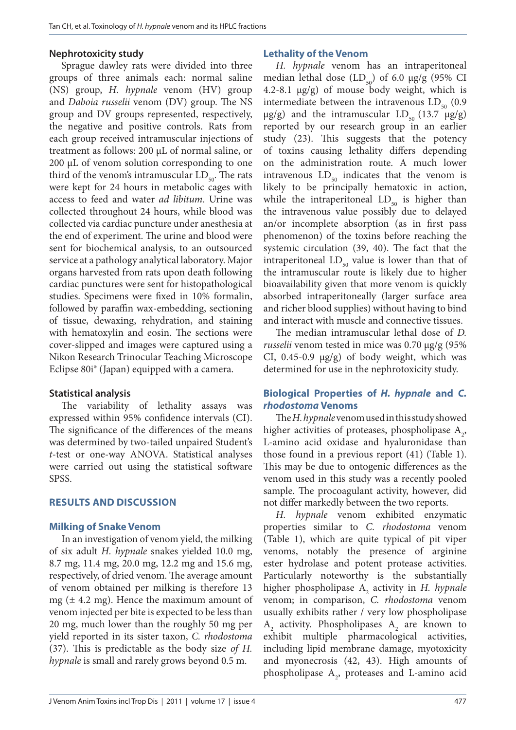### Nephrotoxicity study

Sprague dawley rats were divided into three groups of three animals each: normal saline (NS) group, *H. hypnale* venom (HV) group and *Daboia russelii* venom (DV) group. The NS group and DV groups represented, respectively, the negative and positive controls. Rats from each group received intramuscular injections of treatment as follows: 200 μL of normal saline, or 200 μL of venom solution corresponding to one third of the venom's intramuscular $LD_{50}$. The rats were kept for 24 hours in metabolic cages with access to feed and water *ad libitum*. Urine was collected throughout 24 hours, while blood was collected via cardiac puncture under anesthesia at the end of experiment. The urine and blood were sent for biochemical analysis, to an outsourced service at a pathology analytical laboratory. Major organs harvested from rats upon death following cardiac punctures were sent for histopathological studies. Specimens were fixed in 10% formalin, followed by paraffin wax-embedding, sectioning of tissue, dewaxing, rehydration, and staining with hematoxylin and eosin. The sections were cover-slipped and images were captured using a Nikon Research Trinocular Teaching Microscope Eclipse 80i® (Japan) equipped with a camera.

### Statistical analysis

The variability of lethality assays was expressed within 95% confidence intervals (CI). The significance of the differences of the means was determined by two-tailed unpaired Student's *t*-test or one-way ANOVA. Statistical analyses were carried out using the statistical software SPSS.

## RESULTS AND DISCUSSION

### Milking of Snake Venom

In an investigation of venom yield, the milking of six adult *H. hypnale* snakes yielded 10.0 mg, 8.7 mg, 11.4 mg, 20.0 mg, 12.2 mg and 15.6 mg, respectively, of dried venom. The average amount of venom obtained per milking is therefore 13 mg (± 4.2 mg). Hence the maximum amount of venom injected per bite is expected to be less than 20 mg, much lower than the roughly 50 mg per yield reported in its sister taxon, *C. rhodostoma* (37). This is predictable as the body size *of H. hypnale* is small and rarely grows beyond 0.5 m.

### Lethality of the Venom

*H. hypnale* venom has an intraperitoneal median lethal dose ($LD_{50}$) of 6.0 μg/g (95% CI 4.2-8.1 μg/g) of mouse body weight, which is intermediate between the intravenous $LD_{50}$ (0.9 μg/g) and the intramuscular $LD_{50}$ (13.7 μg/g) reported by our research group in an earlier study (23). This suggests that the potency of toxins causing lethality differs depending on the administration route. A much lower intravenous $LD_{50}$ indicates that the venom is likely to be principally hematoxic in action, while the intraperitoneal $LD_{50}$ is higher than the intravenous value possibly due to delayed an/or incomplete absorption (as in first pass phenomenon) of the toxins before reaching the systemic circulation (39, 40). The fact that the intraperitoneal $LD_{50}$ value is lower than that of the intramuscular route is likely due to higher bioavailability given that more venom is quickly absorbed intraperitoneally (larger surface area and richer blood supplies) without having to bind and interact with muscle and connective tissues.

The median intramuscular lethal dose of *D. russelii* venom tested in mice was 0.70 μg/g (95% CI, 0.45-0.9 μg/g) of body weight, which was determined for use in the nephrotoxicity study.

### Biological Properties of *H. hypnale* and *C. rhodostoma* Venoms

The *H. hypnale* venom used in this study showed higher activities of proteases, phospholipase $A_2$, L-amino acid oxidase and hyaluronidase than those found in a previous report (41) (Table 1). This may be due to ontogenic differences as the venom used in this study was a recently pooled sample. The procoagulant activity, however, did not differ markedly between the two reports.

*H. hypnale* venom exhibited enzymatic properties similar to *C. rhodostoma* venom (Table 1), which are quite typical of pit viper venoms, notably the presence of arginine ester hydrolase and potent protease activities. Particularly noteworthy is the substantially higher phospholipase $A_2$ activity in *H. hypnale* venom; in comparison, *C. rhodostoma* venom usually exhibits rather / very low phospholipase $A_2$ activity. Phospholipases $A_2$ are known to exhibit multiple pharmacological activities, including lipid membrane damage, myotoxicity and myonecrosis (42, 43). High amounts of phospholipase $A_2$, proteases and L-amino acid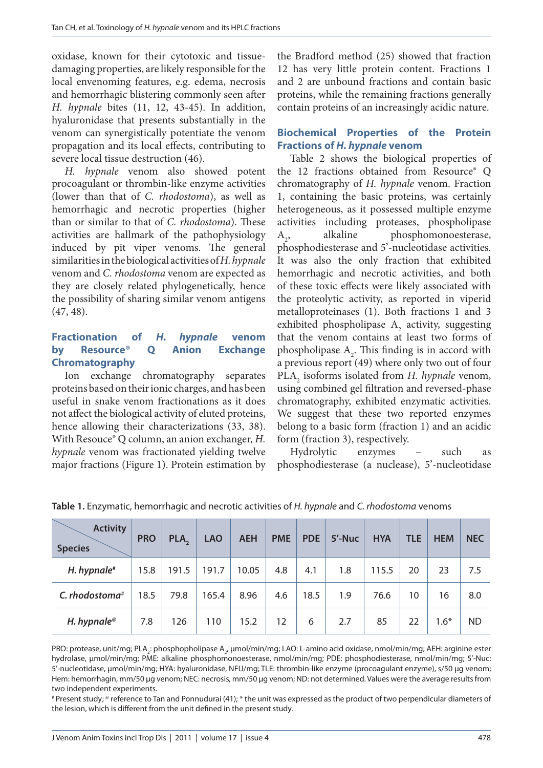oxidase, known for their cytotoxic and tissue-damaging properties, are likely responsible for the local envenoming features, e.g. edema, necrosis and hemorrhagic blistering commonly seen after *H. hypnale* bites (11, 12, 43-45). In addition, hyaluronidase that presents substantially in the venom can synergistically potentiate the venom propagation and its local effects, contributing to severe local tissue destruction (46).

*H. hypnale* venom also showed potent procoagulant or thrombin-like enzyme activities (lower than that of *C. rhodostoma*), as well as hemorrhagic and necrotic properties (higher than or similar to that of *C. rhodostoma*). These activities are hallmark of the pathophysiology induced by pit viper venoms. The general similarities in the biological activities of *H. hypnale* venom and *C. rhodostoma* venom are expected as they are closely related phylogenetically, hence the possibility of sharing similar venom antigens (47, 48).

## Fractionation of *H. hypnale* venom by Resource® Q Anion Exchange Chromatography

Ion exchange chromatography separates proteins based on their ionic charges, and has been useful in snake venom fractionations as it does not affect the biological activity of eluted proteins, hence allowing their characterizations (33, 38). With Resouce® Q column, an anion exchanger, *H. hypnale* venom was fractionated yielding twelve major fractions (Figure 1). Protein estimation by the Bradford method (25) showed that fraction 12 has very little protein content. Fractions 1 and 2 are unbound fractions and contain basic proteins, while the remaining fractions generally contain proteins of an increasingly acidic nature.

## Biochemical Properties of the Protein Fractions of *H. hypnale* venom

Table 2 shows the biological properties of the 12 fractions obtained from Resource® Q chromatography of *H. hypnale* venom. Fraction 1, containing the basic proteins, was certainly heterogeneous, as it possessed multiple enzyme activities including proteases, phospholipase $A_2$, alkaline phosphomonoesterase, phosphodiesterase and 5'-nucleotidase activities. It was also the only fraction that exhibited hemorrhagic and necrotic activities, and both of these toxic effects were likely associated with the proteolytic activity, as reported in viperid metalloproteinases (1). Both fractions 1 and 3 exhibited phospholipase $A_2$ activity, suggesting that the venom contains at least two forms of phospholipase $A_2$. This finding is in accord with a previous report (49) where only two out of four $PLA_2$ isoforms isolated from *H. hypnale* venom, using combined gel filtration and reversed-phase chromatography, exhibited enzymatic activities. We suggest that these two reported enzymes belong to a basic form (fraction 1) and an acidic form (fraction 3), respectively.

Hydrolytic enzymes – such as phosphodiesterase (a nuclease), 5'-nucleotidase

**Table 1.** Enzymatic, hemorrhagic and necrotic activities of *H. hypnale* and *C. rhodostoma* venoms

| Species \ Activity | PRO | $PLA_2$ | LAO | AEH | PME | PDE | 5'-Nuc | HYA | TLE | HEM | NEC |
|---|---|---|---|---|---|---|---|---|---|---|---|
| ***H. hypnale***[#] | 15.8 | 191.5 | 191.7 | 10.05 | 4.8 | 4.1 | 1.8 | 115.5 | 20 | 23 | 7.5 |
| ***C. rhodostoma***[#] | 18.5 | 79.8 | 165.4 | 8.96 | 4.6 | 18.5 | 1.9 | 76.6 | 10 | 16 | 8.0 |
| ***H. hypnale***[@] | 7.8 | 126 | 110 | 15.2 | 12 | 6 | 2.7 | 85 | 22 | 1.6* | ND |

PRO: protease, unit/mg; $PLA_2$: phosphopholipase $A_2$, µmol/min/mg; LAO: L-amino acid oxidase, nmol/min/mg; AEH: arginine ester hydrolase, µmol/min/mg; PME: alkaline phosphomonoesterase, nmol/min/mg; PDE: phosphodiesterase, nmol/min/mg; 5'-Nuc: 5'-nucleotidase, µmol/min/mg; HYA: hyaluronidase, NFU/mg; TLE: thrombin-like enzyme (procoagulant enzyme), s/50 µg venom; Hem: hemorrhagin, mm/50 µg venom; NEC: necrosis, mm/50 µg venom; ND: not determined. Values were the average results from two independent experiments.

[#] Present study; [@] reference to Tan and Ponnudurai (41); * the unit was expressed as the product of two perpendicular diameters of the lesion, which is different from the unit defined in the present study.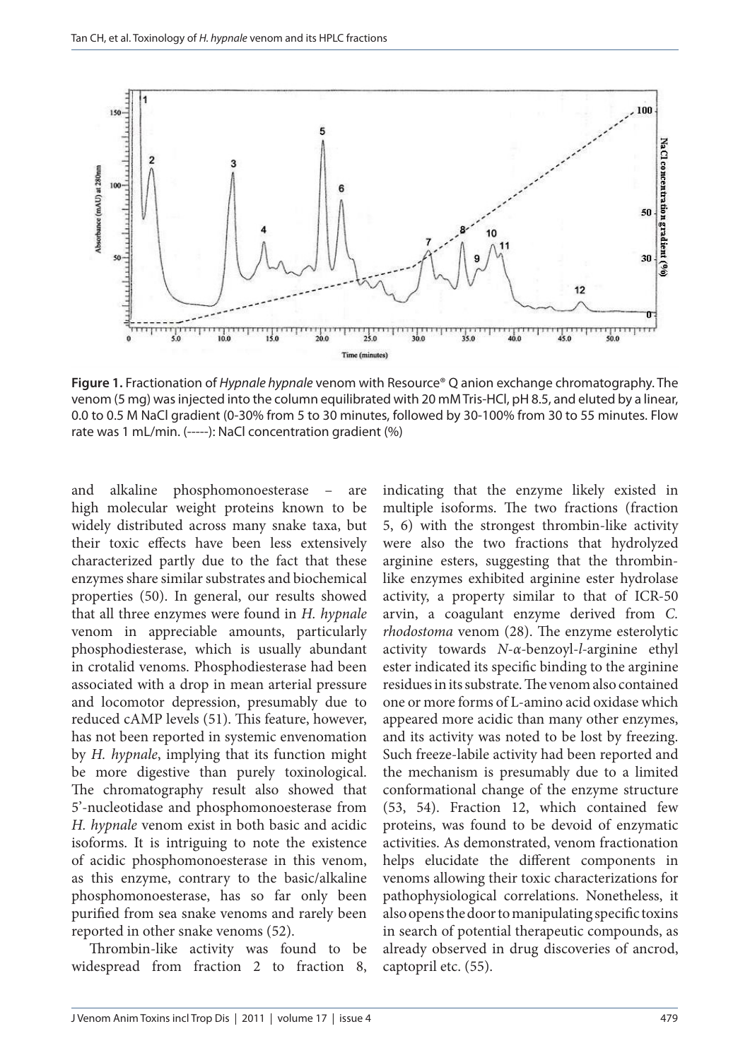**Figure 1.** Fractionation of *Hypnale hypnale* venom with Resource® Q anion exchange chromatography. The venom (5 mg) was injected into the column equilibrated with 20 mM Tris-HCl, pH 8.5, and eluted by a linear, 0.0 to 0.5 M NaCl gradient (0-30% from 5 to 30 minutes, followed by 30-100% from 30 to 55 minutes. Flow rate was 1 mL/min. (-----): NaCl concentration gradient (%)

and alkaline phosphomonoesterase – are high molecular weight proteins known to be widely distributed across many snake taxa, but their toxic effects have been less extensively characterized partly due to the fact that these enzymes share similar substrates and biochemical properties (50). In general, our results showed that all three enzymes were found in *H. hypnale* venom in appreciable amounts, particularly phosphodiesterase, which is usually abundant in crotalid venoms. Phosphodiesterase had been associated with a drop in mean arterial pressure and locomotor depression, presumably due to reduced cAMP levels (51). This feature, however, has not been reported in systemic envenomation by *H. hypnale*, implying that its function might be more digestive than purely toxinological. The chromatography result also showed that 5'-nucleotidase and phosphomonoesterase from *H. hypnale* venom exist in both basic and acidic isoforms. It is intriguing to note the existence of acidic phosphomonoesterase in this venom, as this enzyme, contrary to the basic/alkaline phosphomonoesterase, has so far only been purified from sea snake venoms and rarely been reported in other snake venoms (52).

Thrombin-like activity was found to be widespread from fraction 2 to fraction 8, indicating that the enzyme likely existed in multiple isoforms. The two fractions (fraction 5, 6) with the strongest thrombin-like activity were also the two fractions that hydrolyzed arginine esters, suggesting that the thrombin-like enzymes exhibited arginine ester hydrolase activity, a property similar to that of ICR-50 arvin, a coagulant enzyme derived from *C. rhodostoma* venom (28). The enzyme esterolytic activity towards *N*-*α*-benzoyl-*l*-arginine ethyl ester indicated its specific binding to the arginine residues in its substrate. The venom also contained one or more forms of L-amino acid oxidase which appeared more acidic than many other enzymes, and its activity was noted to be lost by freezing. Such freeze-labile activity had been reported and the mechanism is presumably due to a limited conformational change of the enzyme structure (53, 54). Fraction 12, which contained few proteins, was found to be devoid of enzymatic activities. As demonstrated, venom fractionation helps elucidate the different components in venoms allowing their toxic characterizations for pathophysiological correlations. Nonetheless, it also opens the door to manipulating specific toxins in search of potential therapeutic compounds, as already observed in drug discoveries of ancrod, captopril etc. (55).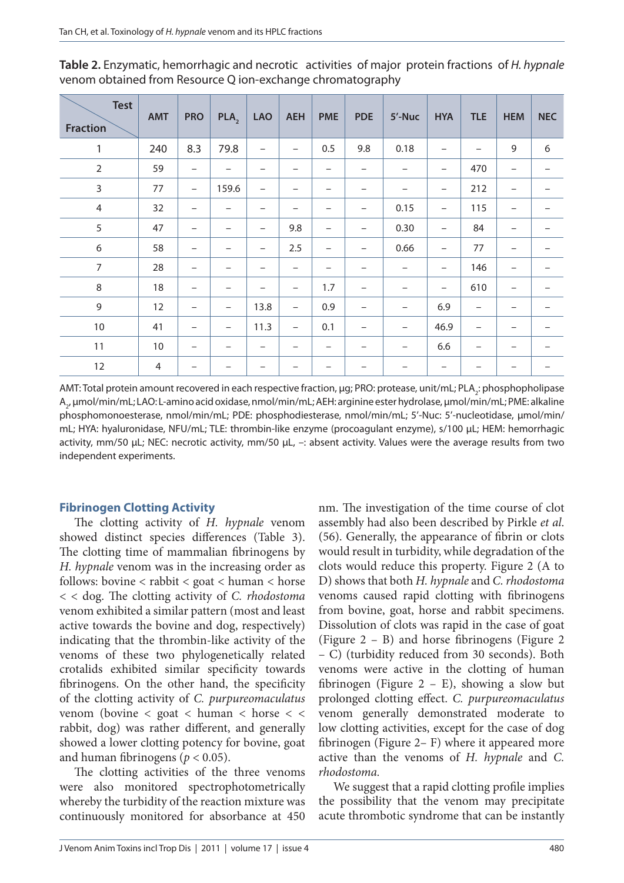**Table 2.** Enzymatic, hemorrhagic and necrotic activities of major protein fractions of *H. hypnale* venom obtained from Resource Q ion-exchange chromatography

| Fraction \ Test | AMT | PRO | $PLA_2$ | LAO | AEH | PME | PDE | 5′-Nuc | HYA | TLE | HEM | NEC |
|---|---|---|---|---|---|---|---|---|---|---|---|---|
| 1 | 240 | 8.3 | 79.8 | – | – | 0.5 | 9.8 | 0.18 | – | – | 9 | 6 |
| 2 | 59 | – | – | – | – | – | – | – | – | 470 | – | – |
| 3 | 77 | – | 159.6 | – | – | – | – | – | – | 212 | – | – |
| 4 | 32 | – | – | – | – | – | – | 0.15 | – | 115 | – | – |
| 5 | 47 | – | – | – | 9.8 | – | – | 0.30 | – | 84 | – | – |
| 6 | 58 | – | – | – | 2.5 | – | – | 0.66 | – | 77 | – | – |
| 7 | 28 | – | – | – | – | – | – | – | – | 146 | – | – |
| 8 | 18 | – | – | – | – | 1.7 | – | – | – | 610 | – | – |
| 9 | 12 | – | – | 13.8 | – | 0.9 | – | – | 6.9 | – | – | – |
| 10 | 41 | – | – | 11.3 | – | 0.1 | – | – | 46.9 | – | – | – |
| 11 | 10 | – | – | – | – | – | – | – | 6.6 | – | – | – |
| 12 | 4 | – | – | – | – | – | – | – | – | – | – | – |

AMT: Total protein amount recovered in each respective fraction, µg; PRO: protease, unit/mL; $PLA_2$: phospholipase $A_2$, µmol/min/mL; LAO: L-amino acid oxidase, nmol/min/mL; AEH: arginine ester hydrolase, µmol/min/mL; PME: alkaline phosphomonoesterase, nmol/min/mL; PDE: phosphodiesterase, nmol/min/mL; 5′-Nuc: 5′-nucleotidase, µmol/min/mL; HYA: hyaluronidase, NFU/mL; TLE: thrombin-like enzyme (procoagulant enzyme), s/100 µL; HEM: hemorrhagic activity, mm/50 µL; NEC: necrotic activity, mm/50 µL, –: absent activity. Values were the average results from two independent experiments.

### Fibrinogen Clotting Activity

The clotting activity of *H. hypnale* venom showed distinct species differences (Table 3). The clotting time of mammalian fibrinogens by *H. hypnale* venom was in the increasing order as follows: bovine < rabbit < goat < human < horse < < dog. The clotting activity of *C. rhodostoma* venom exhibited a similar pattern (most and least active towards the bovine and dog, respectively) indicating that the thrombin-like activity of the venoms of these two phylogenetically related crotalids exhibited similar specificity towards fibrinogens. On the other hand, the specificity of the clotting activity of *C. purpureomaculatus* venom (bovine < goat < human < horse < < rabbit, dog) was rather different, and generally showed a lower clotting potency for bovine, goat and human fibrinogens ($p < 0.05$).

The clotting activities of the three venoms were also monitored spectrophotometrically whereby the turbidity of the reaction mixture was continuously monitored for absorbance at 450 nm. The investigation of the time course of clot assembly had also been described by Pirkle *et al.* (56). Generally, the appearance of fibrin or clots would result in turbidity, while degradation of the clots would reduce this property. Figure 2 (A to D) shows that both *H. hypnale* and *C. rhodostoma* venoms caused rapid clotting with fibrinogens from bovine, goat, horse and rabbit specimens. Dissolution of clots was rapid in the case of goat (Figure 2 – B) and horse fibrinogens (Figure 2 – C) (turbidity reduced from 30 seconds). Both venoms were active in the clotting of human fibrinogen (Figure 2 – E), showing a slow but prolonged clotting effect. *C. purpureomaculatus* venom generally demonstrated moderate to low clotting activities, except for the case of dog fibrinogen (Figure 2– F) where it appeared more active than the venoms of *H. hypnale* and *C. rhodostoma*.

We suggest that a rapid clotting profile implies the possibility that the venom may precipitate acute thrombotic syndrome that can be instantly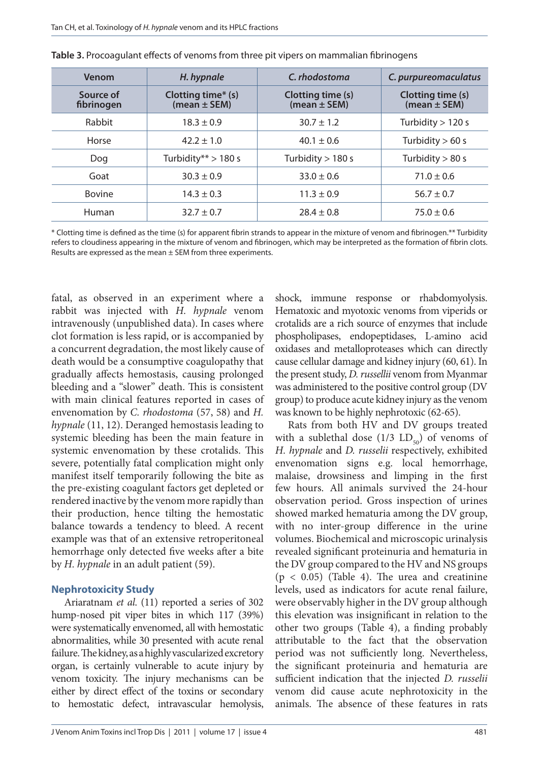**Table 3.** Procoagulant effects of venoms from three pit vipers on mammalian fibrinogens

| Venom | *H. hypnale* | *C. rhodostoma* | *C. purpureomaculatus* |
|---|---|---|---|
| Source of fibrinogen | Clotting time* (s) (mean ± SEM) | Clotting time (s) (mean ± SEM) | Clotting time (s) (mean ± SEM) |
| Rabbit | 18.3 ± 0.9 | 30.7 ± 1.2 | Turbidity > 120 s |
| Horse | 42.2 ± 1.0 | 40.1 ± 0.6 | Turbidity > 60 s |
| Dog | Turbidity** > 180 s | Turbidity > 180 s | Turbidity > 80 s |
| Goat | 30.3 ± 0.9 | 33.0 ± 0.6 | 71.0 ± 0.6 |
| Bovine | 14.3 ± 0.3 | 11.3 ± 0.9 | 56.7 ± 0.7 |
| Human | 32.7 ± 0.7 | 28.4 ± 0.8 | 75.0 ± 0.6 |

* Clotting time is defined as the time (s) for apparent fibrin strands to appear in the mixture of venom and fibrinogen.** Turbidity refers to cloudiness appearing in the mixture of venom and fibrinogen, which may be interpreted as the formation of fibrin clots. Results are expressed as the mean ± SEM from three experiments.

fatal, as observed in an experiment where a rabbit was injected with *H. hypnale* venom intravenously (unpublished data). In cases where clot formation is less rapid, or is accompanied by a concurrent degradation, the most likely cause of death would be a consumptive coagulopathy that gradually affects hemostasis, causing prolonged bleeding and a "slower" death. This is consistent with main clinical features reported in cases of envenomation by *C. rhodostoma* (57, 58) and *H. hypnale* (11, 12). Deranged hemostasis leading to systemic bleeding has been the main feature in systemic envenomation by these crotalids. This severe, potentially fatal complication might only manifest itself temporarily following the bite as the pre-existing coagulant factors get depleted or rendered inactive by the venom more rapidly than their production, hence tilting the hemostatic balance towards a tendency to bleed. A recent example was that of an extensive retroperitoneal hemorrhage only detected five weeks after a bite by *H. hypnale* in an adult patient (59).

### Nephrotoxicity Study

Ariaratnam *et al.* (11) reported a series of 302 hump-nosed pit viper bites in which 117 (39%) were systematically envenomed, all with hemostatic abnormalities, while 30 presented with acute renal failure. The kidney, as a highly vascularized excretory organ, is certainly vulnerable to acute injury by venom toxicity. The injury mechanisms can be either by direct effect of the toxins or secondary to hemostatic defect, intravascular hemolysis, shock, immune response or rhabdomyolysis. Hematoxic and myotoxic venoms from viperids or crotalids are a rich source of enzymes that include phospholipases, endopeptidases, L-amino acid oxidases and metalloproteases which can directly cause cellular damage and kidney injury (60, 61). In the present study, *D. russellii* venom from Myanmar was administered to the positive control group (DV group) to produce acute kidney injury as the venom was known to be highly nephrotoxic (62-65).

Rats from both HV and DV groups treated with a sublethal dose (1/3 $LD_{50}$) of venoms of *H. hypnale* and *D. russelii* respectively, exhibited envenomation signs e.g. local hemorrhage, malaise, drowsiness and limping in the first few hours. All animals survived the 24-hour observation period. Gross inspection of urines showed marked hematuria among the DV group, with no inter-group difference in the urine volumes. Biochemical and microscopic urinalysis revealed significant proteinuria and hematuria in the DV group compared to the HV and NS groups ($p < 0.05$) (Table 4). The urea and creatinine levels, used as indicators for acute renal failure, were observably higher in the DV group although this elevation was insignificant in relation to the other two groups (Table 4), a finding probably attributable to the fact that the observation period was not sufficiently long. Nevertheless, the significant proteinuria and hematuria are sufficient indication that the injected *D. russelii* venom did cause acute nephrotoxicity in the animals. The absence of these features in rats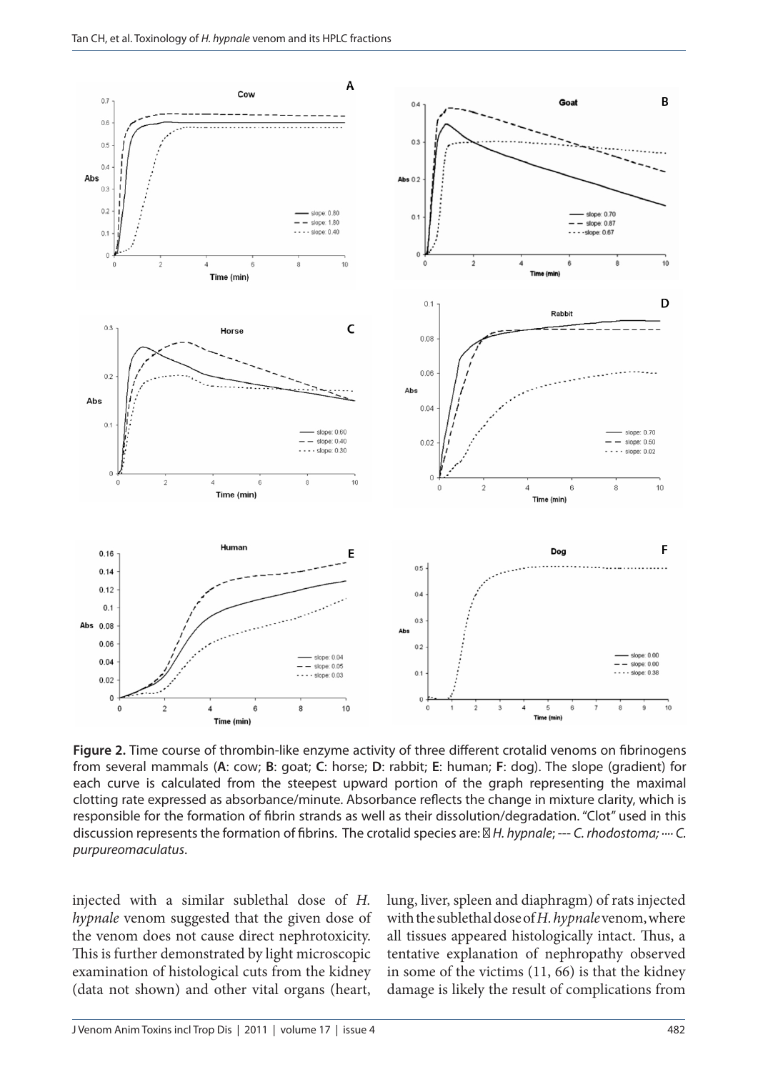**Figure 2.** Time course of thrombin-like enzyme activity of three different crotalid venoms on fibrinogens from several mammals (**A**: cow; **B**: goat; **C**: horse; **D**: rabbit; **E**: human; **F**: dog). The slope (gradient) for each curve is calculated from the steepest upward portion of the graph representing the maximal clotting rate expressed as absorbance/minute. Absorbance reflects the change in mixture clarity, which is responsible for the formation of fibrin strands as well as their dissolution/degradation. "Clot" used in this discussion represents the formation of fibrins. The crotalid species are: — *H. hypnale*; --- *C. rhodostoma;* ···· *C. purpureomaculatus*.

injected with a similar sublethal dose of *H. hypnale* venom suggested that the given dose of the venom does not cause direct nephrotoxicity. This is further demonstrated by light microscopic examination of histological cuts from the kidney (data not shown) and other vital organs (heart, lung, liver, spleen and diaphragm) of rats injected with the sublethal dose of *H. hypnale* venom, where all tissues appeared histologically intact. Thus, a tentative explanation of nephropathy observed in some of the victims (11, 66) is that the kidney damage is likely the result of complications from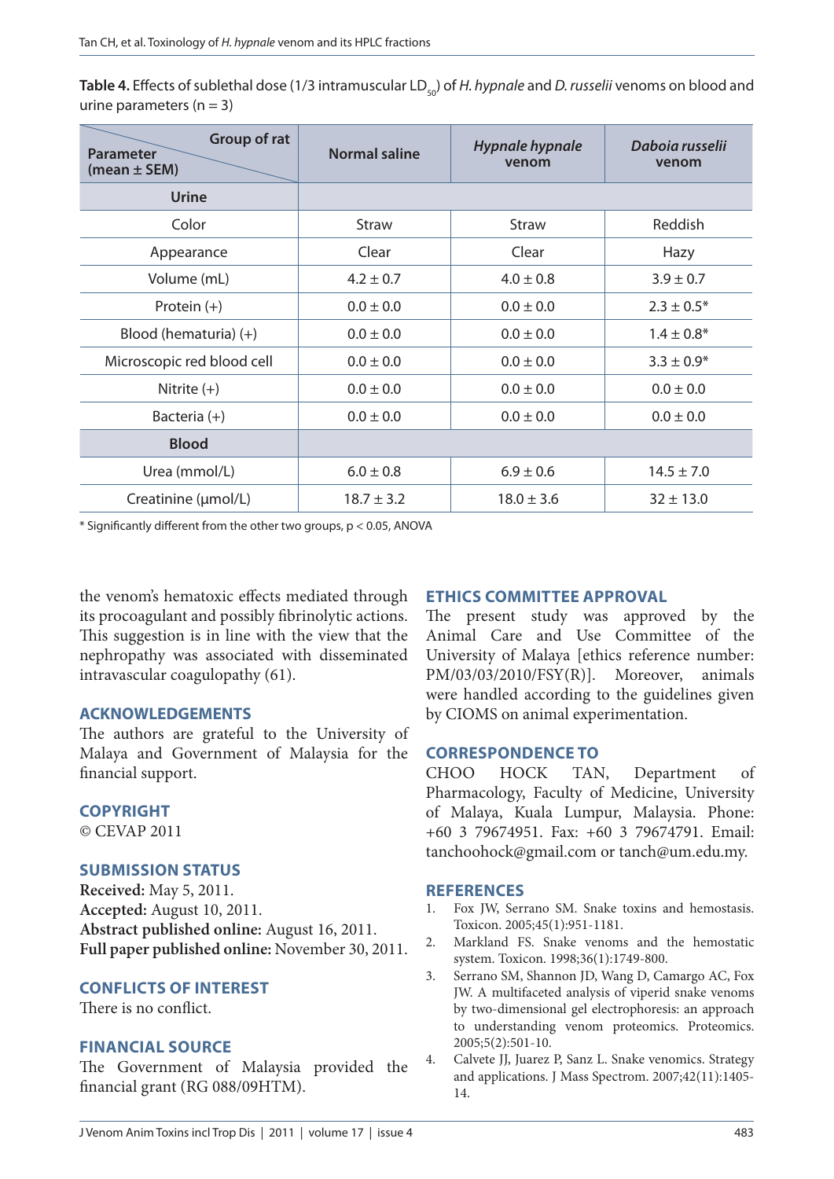**Table 4.** Effects of sublethal dose (1/3 intramuscular $LD_{50}$) of *H. hypnale* and *D. russelii* venoms on blood and urine parameters (n = 3)

| Parameter (mean ± SEM) / Group of rat | Normal saline | *Hypnale hypnale* venom | *Daboia russelii* venom |
|---|---|---|---|
| **Urine** | | | |
| Color | Straw | Straw | Reddish |
| Appearance | Clear | Clear | Hazy |
| Volume (mL) | 4.2 ± 0.7 | 4.0 ± 0.8 | 3.9 ± 0.7 |
| Protein (+) | 0.0 ± 0.0 | 0.0 ± 0.0 | 2.3 ± 0.5* |
| Blood (hematuria) (+) | 0.0 ± 0.0 | 0.0 ± 0.0 | 1.4 ± 0.8* |
| Microscopic red blood cell | 0.0 ± 0.0 | 0.0 ± 0.0 | 3.3 ± 0.9* |
| Nitrite (+) | 0.0 ± 0.0 | 0.0 ± 0.0 | 0.0 ± 0.0 |
| Bacteria (+) | 0.0 ± 0.0 | 0.0 ± 0.0 | 0.0 ± 0.0 |
| **Blood** | | | |
| Urea (mmol/L) | 6.0 ± 0.8 | 6.9 ± 0.6 | 14.5 ± 7.0 |
| Creatinine (μmol/L) | 18.7 ± 3.2 | 18.0 ± 3.6 | 32 ± 13.0 |

* Significantly different from the other two groups, $p < 0.05$, ANOVA

the venom's hematoxic effects mediated through its procoagulant and possibly fibrinolytic actions. This suggestion is in line with the view that the nephropathy was associated with disseminated intravascular coagulopathy (61).

## ACKNOWLEDGEMENTS

The authors are grateful to the University of Malaya and Government of Malaysia for the financial support.

## COPYRIGHT

© CEVAP 2011

## SUBMISSION STATUS

**Received:** May 5, 2011.
**Accepted:** August 10, 2011.
**Abstract published online:** August 16, 2011.
**Full paper published online:** November 30, 2011.

## CONFLICTS OF INTEREST

There is no conflict.

## FINANCIAL SOURCE

The Government of Malaysia provided the financial grant (RG 088/09HTM).

## ETHICS COMMITTEE APPROVAL

The present study was approved by the Animal Care and Use Committee of the University of Malaya [ethics reference number: PM/03/03/2010/FSY(R)]. Moreover, animals were handled according to the guidelines given by CIOMS on animal experimentation.

## CORRESPONDENCE TO

CHOO HOCK TAN, Department of Pharmacology, Faculty of Medicine, University of Malaya, Kuala Lumpur, Malaysia. Phone: +60 3 79674951. Fax: +60 3 79674791. Email: tanchoohock@gmail.com or tanch@um.edu.my.

## REFERENCES

1. Fox JW, Serrano SM. Snake toxins and hemostasis. Toxicon. 2005;45(1):951-1181.
2. Markland FS. Snake venoms and the hemostatic system. Toxicon. 1998;36(1):1749-800.
3. Serrano SM, Shannon JD, Wang D, Camargo AC, Fox JW. A multifaceted analysis of viperid snake venoms by two-dimensional gel electrophoresis: an approach to understanding venom proteomics. Proteomics. 2005;5(2):501-10.
4. Calvete JJ, Juarez P, Sanz L. Snake venomics. Strategy and applications. J Mass Spectrom. 2007;42(11):1405-14.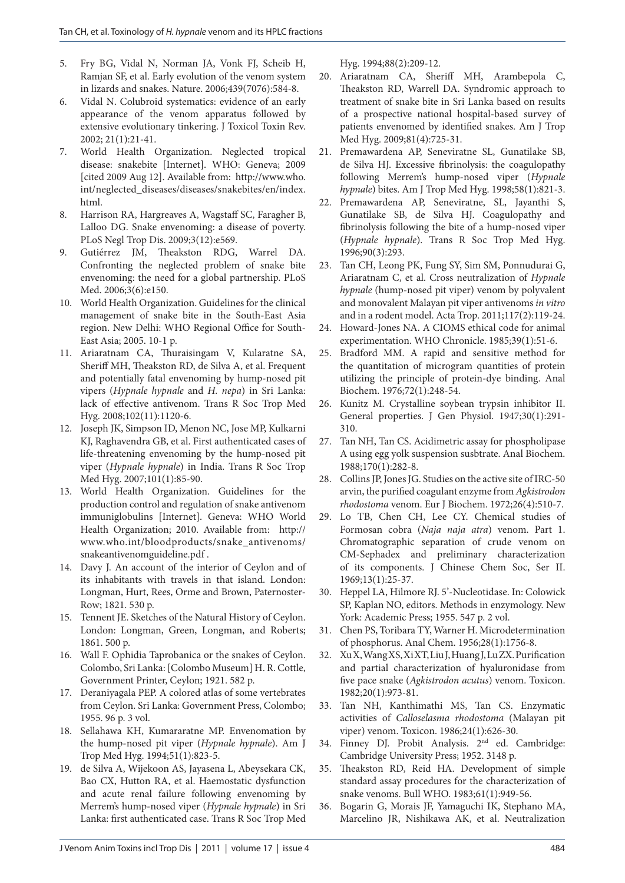5. Fry BG, Vidal N, Norman JA, Vonk FJ, Scheib H, Ramjan SF, et al. Early evolution of the venom system in lizards and snakes. Nature. 2006;439(7076):584-8.
6. Vidal N. Colubroid systematics: evidence of an early appearance of the venom apparatus followed by extensive evolutionary tinkering. J Toxicol Toxin Rev. 2002; 21(1):21-41.
7. World Health Organization. Neglected tropical disease: snakebite [Internet]. WHO: Geneva; 2009 [cited 2009 Aug 12]. Available from: http://www.who.int/neglected_diseases/diseases/snakebites/en/index.html.
8. Harrison RA, Hargreaves A, Wagstaff SC, Faragher B, Lalloo DG. Snake envenoming: a disease of poverty. PLoS Negl Trop Dis. 2009;3(12):e569.
9. Gutiérrez JM, Theakston RDG, Warrel DA. Confronting the neglected problem of snake bite envenoming: the need for a global partnership. PLoS Med. 2006;3(6):e150.
10. World Health Organization. Guidelines for the clinical management of snake bite in the South-East Asia region. New Delhi: WHO Regional Office for South-East Asia; 2005. 10-1 p.
11. Ariaratnam CA, Thuraisingam V, Kularatne SA, Sheriff MH, Theakston RD, de Silva A, et al. Frequent and potentially fatal envenoming by hump-nosed pit vipers (*Hypnale hypnale* and *H. nepa*) in Sri Lanka: lack of effective antivenom. Trans R Soc Trop Med Hyg. 2008;102(11):1120-6.
12. Joseph JK, Simpson ID, Menon NC, Jose MP, Kulkarni KJ, Raghavendra GB, et al. First authenticated cases of life-threatening envenoming by the hump-nosed pit viper (*Hypnale hypnale*) in India. Trans R Soc Trop Med Hyg. 2007;101(1):85-90.
13. World Health Organization. Guidelines for the production control and regulation of snake antivenom immuniglobulins [Internet]. Geneva: WHO World Health Organization; 2010. Available from: http://www.who.int/bloodproducts/snake_antivenoms/snakeantivenomguideline.pdf .
14. Davy J. An account of the interior of Ceylon and of its inhabitants with travels in that island. London: Longman, Hurt, Rees, Orme and Brown, Paternoster-Row; 1821. 530 p.
15. Tennent JE. Sketches of the Natural History of Ceylon. London: Longman, Green, Longman, and Roberts; 1861. 500 p.
16. Wall F. Ophidia Taprobanica or the snakes of Ceylon. Colombo, Sri Lanka: [Colombo Museum] H. R. Cottle, Government Printer, Ceylon; 1921. 582 p.
17. Deraniyagala PEP. A colored atlas of some vertebrates from Ceylon. Sri Lanka: Government Press, Colombo; 1955. 96 p. 3 vol.
18. Sellahawa KH, Kumararatne MP. Envenomation by the hump-nosed pit viper (*Hypnale hypnale*). Am J Trop Med Hyg. 1994;51(1):823-5.
19. de Silva A, Wijekoon AS, Jayasena L, Abeysekara CK, Bao CX, Hutton RA, et al. Haemostatic dysfunction and acute renal failure following envenoming by Merrem's hump-nosed viper (*Hypnale hypnale*) in Sri Lanka: first authenticated case. Trans R Soc Trop Med Hyg. 1994;88(2):209-12.
20. Ariaratnam CA, Sheriff MH, Arambepola C, Theakston RD, Warrell DA. Syndromic approach to treatment of snake bite in Sri Lanka based on results of a prospective national hospital-based survey of patients envenomed by identified snakes. Am J Trop Med Hyg. 2009;81(4):725-31.
21. Premawardena AP, Seneviratne SL, Gunatilake SB, de Silva HJ. Excessive fibrinolysis: the coagulopathy following Merrem's hump-nosed viper (*Hypnale hypnale*) bites. Am J Trop Med Hyg. 1998;58(1):821-3.
22. Premawardena AP, Seneviratne, SL, Jayanthi S, Gunatilake SB, de Silva HJ. Coagulopathy and fibrinolysis following the bite of a hump-nosed viper (*Hypnale hypnale*). Trans R Soc Trop Med Hyg. 1996;90(3):293.
23. Tan CH, Leong PK, Fung SY, Sim SM, Ponnudurai G, Ariaratnam C, et al. Cross neutralization of *Hypnale hypnale* (hump-nosed pit viper) venom by polyvalent and monovalent Malayan pit viper antivenoms *in vitro* and in a rodent model. Acta Trop. 2011;117(2):119-24.
24. Howard-Jones NA. A CIOMS ethical code for animal experimentation. WHO Chronicle. 1985;39(1):51-6.
25. Bradford MM. A rapid and sensitive method for the quantitation of microgram quantities of protein utilizing the principle of protein-dye binding. Anal Biochem. 1976;72(1):248-54.
26. Kunitz M. Crystalline soybean trypsin inhibitor II. General properties. J Gen Physiol. 1947;30(1):291-310.
27. Tan NH, Tan CS. Acidimetric assay for phospholipase A using egg yolk suspension susbtrate. Anal Biochem. 1988;170(1):282-8.
28. Collins JP, Jones JG. Studies on the active site of IRC-50 arvin, the purified coagulant enzyme from *Agkistrodon rhodostoma* venom. Eur J Biochem. 1972;26(4):510-7.
29. Lo TB, Chen CH, Lee CY. Chemical studies of Formosan cobra (*Naja naja atra*) venom. Part 1. Chromatographic separation of crude venom on CM-Sephadex and preliminary characterization of its components. J Chinese Chem Soc, Ser II. 1969;13(1):25-37.
30. Heppel LA, Hilmore RJ. 5'-Nucleotidase. In: Colowick SP, Kaplan NO, editors. Methods in enzymology. New York: Academic Press; 1955. 547 p. 2 vol.
31. Chen PS, Toribara TY, Warner H. Microdetermination of phosphorus. Anal Chem. 1956;28(1):1756-8.
32. Xu X, Wang XS, Xi XT, Liu J, Huang J, Lu ZX. Purification and partial characterization of hyaluronidase from five pace snake (*Agkistrodon acutus*) venom. Toxicon. 1982;20(1):973-81.
33. Tan NH, Kanthimathi MS, Tan CS. Enzymatic activities of *Calloselasma rhodostoma* (Malayan pit viper) venom. Toxicon. 1986;24(1):626-30.
34. Finney DJ. Probit Analysis. 2nd ed. Cambridge: Cambridge University Press; 1952. 3148 p.
35. Theakston RD, Reid HA. Development of simple standard assay procedures for the characterization of snake venoms. Bull WHO. 1983;61(1):949-56.
36. Bogarin G, Morais JF, Yamaguchi IK, Stephano MA, Marcelino JR, Nishikawa AK, et al. Neutralization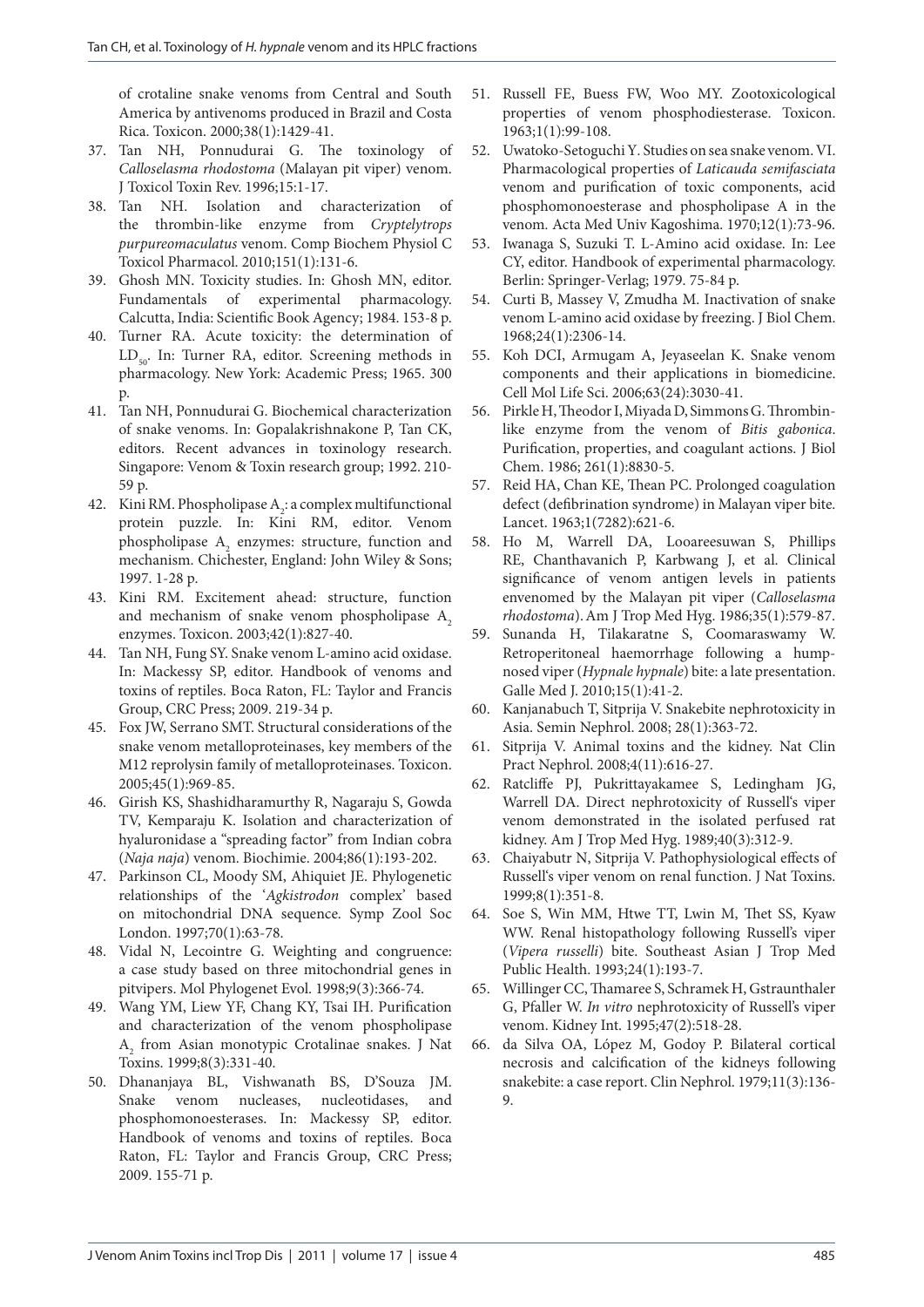of crotaline snake venoms from Central and South America by antivenoms produced in Brazil and Costa Rica. Toxicon. 2000;38(1):1429-41.

37. Tan NH, Ponnudurai G. The toxinology of *Calloselasma rhodostoma* (Malayan pit viper) venom. J Toxicol Toxin Rev. 1996;15:1-17.
38. Tan NH. Isolation and characterization of the thrombin-like enzyme from *Cryptelytrops purpureomaculatus* venom. Comp Biochem Physiol C Toxicol Pharmacol. 2010;151(1):131-6.
39. Ghosh MN. Toxicity studies. In: Ghosh MN, editor. Fundamentals of experimental pharmacology. Calcutta, India: Scientific Book Agency; 1984. 153-8 p.
40. Turner RA. Acute toxicity: the determination of $LD_{50}$. In: Turner RA, editor. Screening methods in pharmacology. New York: Academic Press; 1965. 300 p.
41. Tan NH, Ponnudurai G. Biochemical characterization of snake venoms. In: Gopalakrishnakone P, Tan CK, editors. Recent advances in toxinology research. Singapore: Venom & Toxin research group; 1992. 210-59 p.
42. Kini RM. Phospholipase $A_2$: a complex multifunctional protein puzzle. In: Kini RM, editor. Venom phospholipase $A_2$ enzymes: structure, function and mechanism. Chichester, England: John Wiley & Sons; 1997. 1-28 p.
43. Kini RM. Excitement ahead: structure, function and mechanism of snake venom phospholipase $A_2$ enzymes. Toxicon. 2003;42(1):827-40.
44. Tan NH, Fung SY. Snake venom L-amino acid oxidase. In: Mackessy SP, editor. Handbook of venoms and toxins of reptiles. Boca Raton, FL: Taylor and Francis Group, CRC Press; 2009. 219-34 p.
45. Fox JW, Serrano SMT. Structural considerations of the snake venom metalloproteinases, key members of the M12 reprolysin family of metalloproteinases. Toxicon. 2005;45(1):969-85.
46. Girish KS, Shashidharamurthy R, Nagaraju S, Gowda TV, Kemparaju K. Isolation and characterization of hyaluronidase a "spreading factor" from Indian cobra (*Naja naja*) venom. Biochimie. 2004;86(1):193-202.
47. Parkinson CL, Moody SM, Ahiquiet JE. Phylogenetic relationships of the '*Agkistrodon* complex' based on mitochondrial DNA sequence. Symp Zool Soc London. 1997;70(1):63-78.
48. Vidal N, Lecointre G. Weighting and congruence: a case study based on three mitochondrial genes in pitvipers. Mol Phylogenet Evol. 1998;9(3):366-74.
49. Wang YM, Liew YF, Chang KY, Tsai IH. Purification and characterization of the venom phospholipase $A_2$ from Asian monotypic Crotalinae snakes. J Nat Toxins. 1999;8(3):331-40.
50. Dhananjaya BL, Vishwanath BS, D'Souza JM. Snake venom nucleases, nucleotidases, and phosphomonoesterases. In: Mackessy SP, editor. Handbook of venoms and toxins of reptiles. Boca Raton, FL: Taylor and Francis Group, CRC Press; 2009. 155-71 p.
51. Russell FE, Buess FW, Woo MY. Zootoxicological properties of venom phosphodiesterase. Toxicon. 1963;1(1):99-108.
52. Uwatoko-Setoguchi Y. Studies on sea snake venom. VI. Pharmacological properties of *Laticauda semifasciata* venom and purification of toxic components, acid phosphomonoesterase and phospholipase A in the venom. Acta Med Univ Kagoshima. 1970;12(1):73-96.
53. Iwanaga S, Suzuki T. L-Amino acid oxidase. In: Lee CY, editor. Handbook of experimental pharmacology. Berlin: Springer-Verlag; 1979. 75-84 p.
54. Curti B, Massey V, Zmudha M. Inactivation of snake venom L-amino acid oxidase by freezing. J Biol Chem. 1968;24(1):2306-14.
55. Koh DCI, Armugam A, Jeyaseelan K. Snake venom components and their applications in biomedicine. Cell Mol Life Sci. 2006;63(24):3030-41.
56. Pirkle H, Theodor I, Miyada D, Simmons G. Thrombin-like enzyme from the venom of *Bitis gabonica*. Purification, properties, and coagulant actions. J Biol Chem. 1986; 261(1):8830-5.
57. Reid HA, Chan KE, Thean PC. Prolonged coagulation defect (defibrination syndrome) in Malayan viper bite. Lancet. 1963;1(7282):621-6.
58. Ho M, Warrell DA, Looareesuwan S, Phillips RE, Chanthavanich P, Karbwang J, et al. Clinical significance of venom antigen levels in patients envenomed by the Malayan pit viper (*Calloselasma rhodostoma*). Am J Trop Med Hyg. 1986;35(1):579-87.
59. Sunanda H, Tilakaratne S, Coomaraswamy W. Retroperitoneal haemorrhage following a hump-nosed viper (*Hypnale hypnale*) bite: a late presentation. Galle Med J. 2010;15(1):41-2.
60. Kanjanabuch T, Sitprija V. Snakebite nephrotoxicity in Asia. Semin Nephrol. 2008; 28(1):363-72.
61. Sitprija V. Animal toxins and the kidney. Nat Clin Pract Nephrol. 2008;4(11):616-27.
62. Ratcliffe PJ, Pukrittayakamee S, Ledingham JG, Warrell DA. Direct nephrotoxicity of Russell's viper venom demonstrated in the isolated perfused rat kidney. Am J Trop Med Hyg. 1989;40(3):312-9.
63. Chaiyabutr N, Sitprija V. Pathophysiological effects of Russell's viper venom on renal function. J Nat Toxins. 1999;8(1):351-8.
64. Soe S, Win MM, Htwe TT, Lwin M, Thet SS, Kyaw WW. Renal histopathology following Russell's viper (*Vipera russelli*) bite. Southeast Asian J Trop Med Public Health. 1993;24(1):193-7.
65. Willinger CC, Thamaree S, Schramek H, Gstraunthaler G, Pfaller W. *In vitro* nephrotoxicity of Russell's viper venom. Kidney Int. 1995;47(2):518-28.
66. da Silva OA, López M, Godoy P. Bilateral cortical necrosis and calcification of the kidneys following snakebite: a case report. Clin Nephrol. 1979;11(3):136-9.